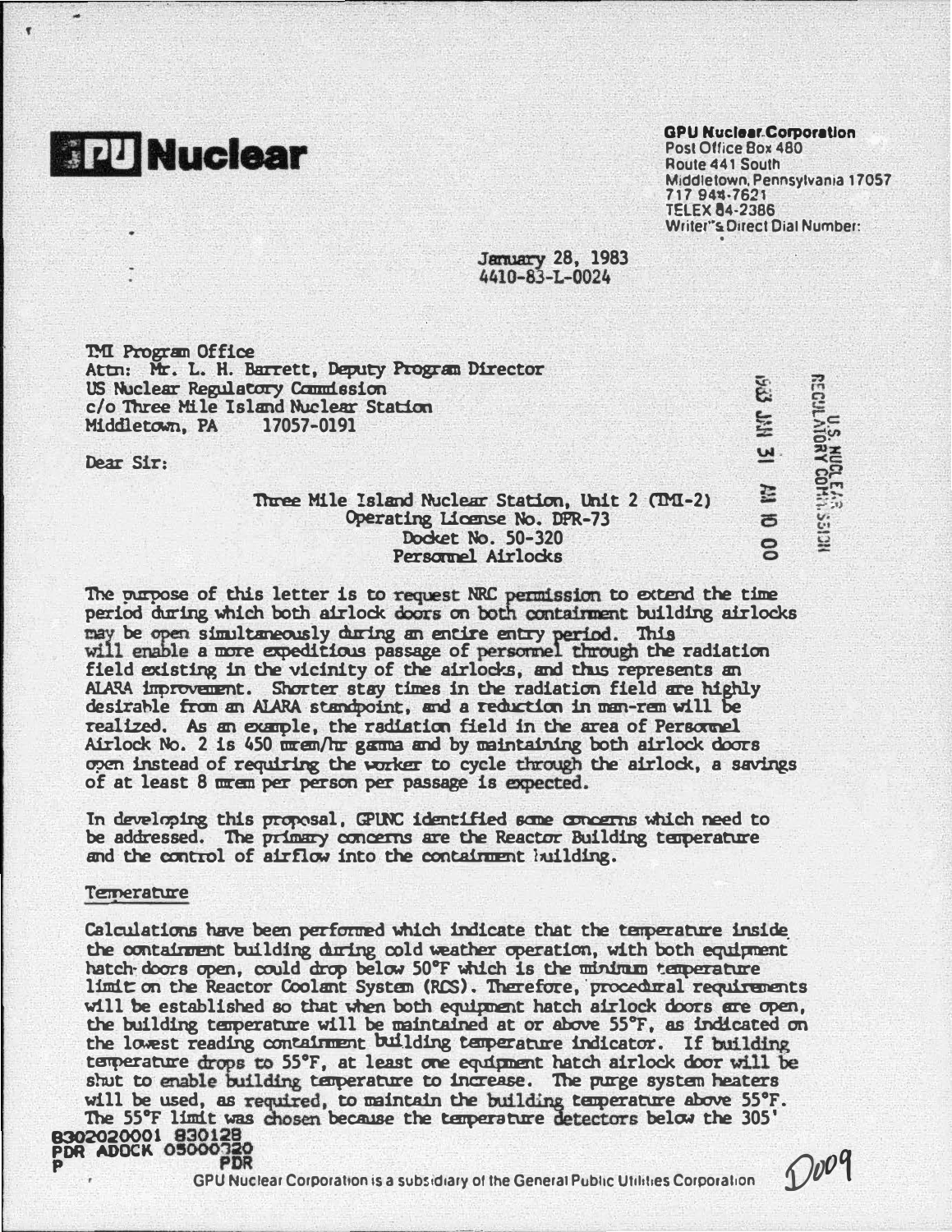**GPU Nuclear**

**GPU Nuclear Corporation**
Post Office Box 480
Route 441 South
Middletown, Pennsylvania 17057
717 944-7621
TELEX 84-2386
Writer's Direct Dial Number:

January 28, 1983
4410-83-L-0024

TMI Program Office
Attn: Mr. L. H. Barrett, Deputy Program Director
US Nuclear Regulatory Commission
c/o Three Mile Island Nuclear Station
Middletown, PA 17057-0191

1983 JAN 31 AM 10 00
U.S. NUCLEAR REGULATORY COMMISSION

Dear Sir:

Three Mile Island Nuclear Station, Unit 2 (TMI-2)
Operating License No. DPR-73
Docket No. 50-320
Personnel Airlocks

The purpose of this letter is to request NRC permission to extend the time period during which both airlock doors on both containment building airlocks may be open simultaneously during an entire entry period. This will enable a more expeditious passage of personnel through the radiation field existing in the vicinity of the airlocks, and thus represents an ALARA improvement. Shorter stay times in the radiation field are highly desirable from an ALARA standpoint, and a reduction in man-rem will be realized. As an example, the radiation field in the area of Personnel Airlock No. 2 is 450 mrem/hr gamma and by maintaining both airlock doors open instead of requiring the worker to cycle through the airlock, a savings of at least 8 mrem per person per passage is expected.

In developing this proposal, GPUNC identified some concerns which need to be addressed. The primary concerns are the Reactor Building temperature and the control of airflow into the containment building.

Temperature

Calculations have been performed which indicate that the temperature inside the containment building during cold weather operation, with both equipment hatch doors open, could drop below 50°F which is the minimum temperature limit on the Reactor Coolant System (RCS). Therefore, procedural requirements will be established so that when both equipment hatch airlock doors are open, the building temperature will be maintained at or above 55°F, as indicated on the lowest reading containment building temperature indicator. If building temperature drops to 55°F, at least one equipment hatch airlock door will be shut to enable building temperature to increase. The purge system heaters will be used, as required, to maintain the building temperature above 55°F. The 55°F limit was chosen because the temperature detectors below the 305'

8302020001 830128
PDR ADOCK 05000320
P PDR

GPU Nuclear Corporation is a subsidiary of the General Public Utilities Corporation

D009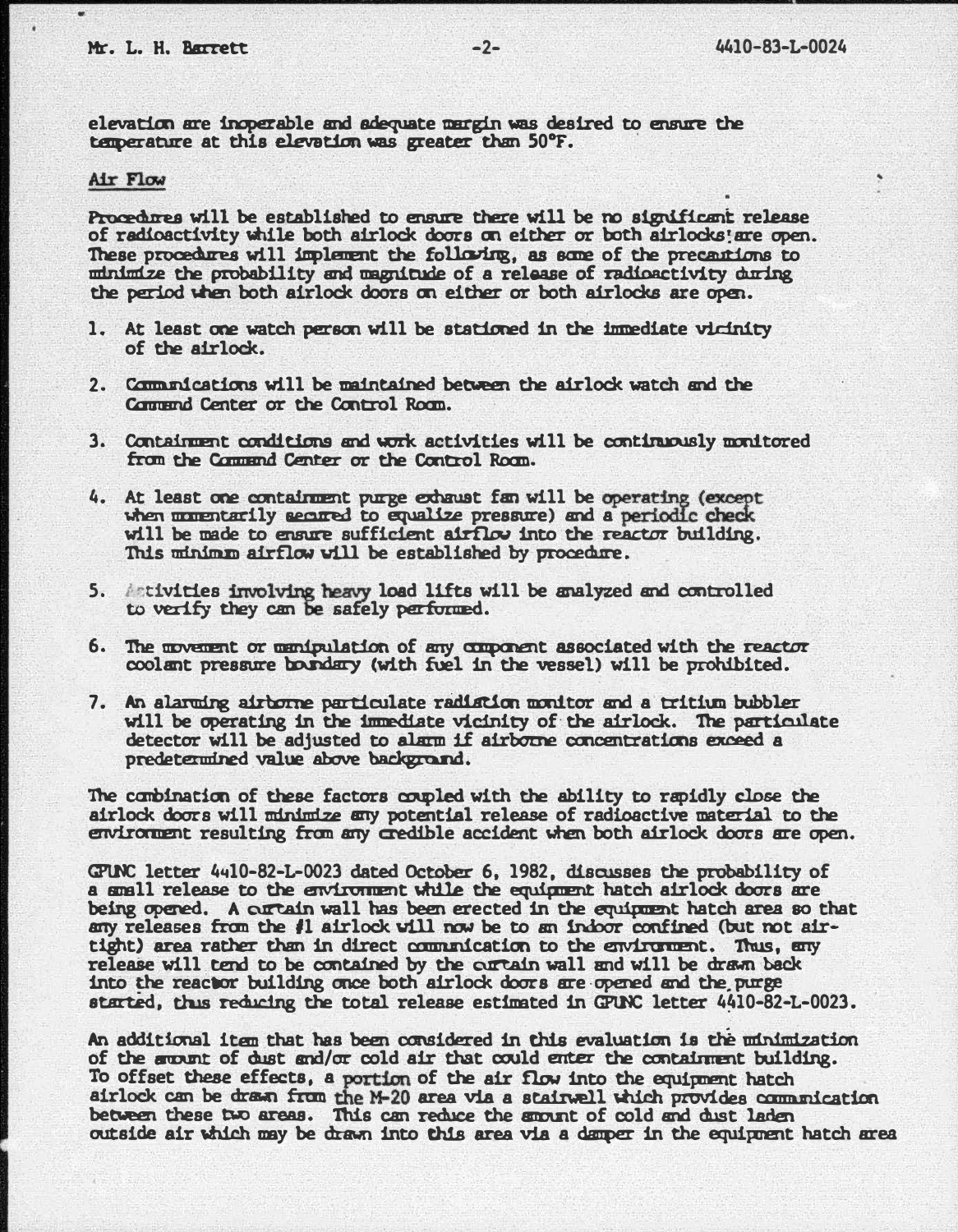elevation are inoperable and adequate margin was desired to ensure the temperature at this elevation was greater than 50°F.

## Air Flow

Procedures will be established to ensure there will be no significant release of radioactivity while both airlock doors on either or both airlocks are open. These procedures will implement the following, as some of the precautions to minimize the probability and magnitude of a release of radioactivity during the period when both airlock doors on either or both airlocks are open.

1. At least one watch person will be stationed in the immediate vicinity of the airlock.
2. Communications will be maintained between the airlock watch and the Command Center or the Control Room.
3. Containment conditions and work activities will be continuously monitored from the Command Center or the Control Room.
4. At least one containment purge exhaust fan will be operating (except when momentarily secured to equalize pressure) and a periodic check will be made to ensure sufficient airflow into the reactor building. This minimum airflow will be established by procedure.
5. Activities involving heavy load lifts will be analyzed and controlled to verify they can be safely performed.
6. The movement or manipulation of any component associated with the reactor coolant pressure boundary (with fuel in the vessel) will be prohibited.
7. An alarming airborne particulate radiation monitor and a tritium bubbler will be operating in the immediate vicinity of the airlock. The particulate detector will be adjusted to alarm if airborne concentrations exceed a predetermined value above background.

The combination of these factors coupled with the ability to rapidly close the airlock doors will minimize any potential release of radioactive material to the environment resulting from any credible accident when both airlock doors are open.

GPUNC letter 4410-82-L-0023 dated October 6, 1982, discusses the probability of a small release to the environment while the equipment hatch airlock doors are being opened. A curtain wall has been erected in the equipment hatch area so that any releases from the #1 airlock will now be to an indoor confined (but not air-tight) area rather than in direct communication to the environment. Thus, any release will tend to be contained by the curtain wall and will be drawn back into the reactor building once both airlock doors are opened and the purge started, thus reducing the total release estimated in GPUNC letter 4410-82-L-0023.

An additional item that has been considered in this evaluation is the minimization of the amount of dust and/or cold air that could enter the containment building. To offset these effects, a portion of the air flow into the equipment hatch airlock can be drawn from the M-20 area via a stairwell which provides communication between these two areas. This can reduce the amount of cold and dust laden outside air which may be drawn into this area via a damper in the equipment hatch area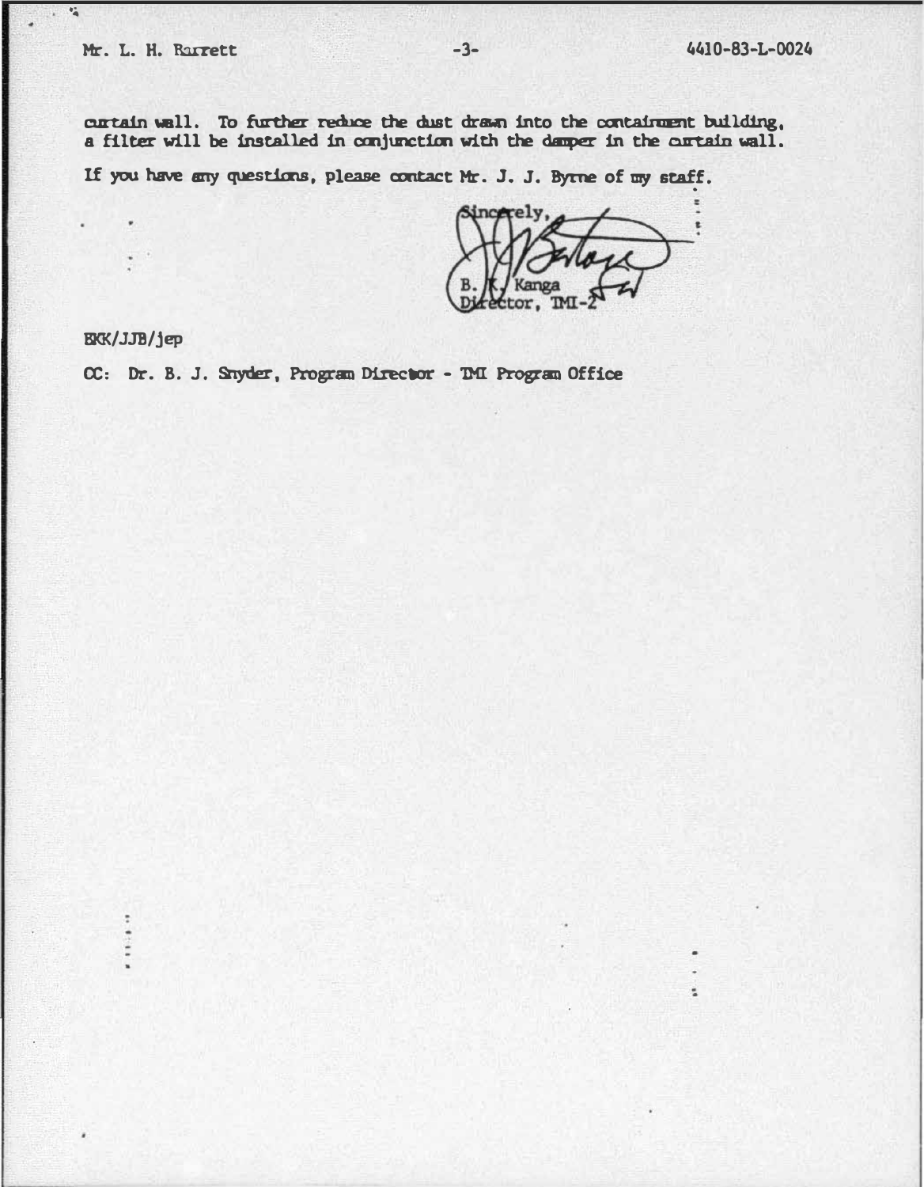curtain wall. To further reduce the dust drawn into the containment building, a filter will be installed in conjunction with the damper in the curtain wall.

If you have any questions, please contact Mr. J. J. Byrne of my staff.

Sincerely,

B. K. Kanga
Director, TMI-2

BKK/JJB/jep

CC: Dr. B. J. Snyder, Program Director - TMI Program Office